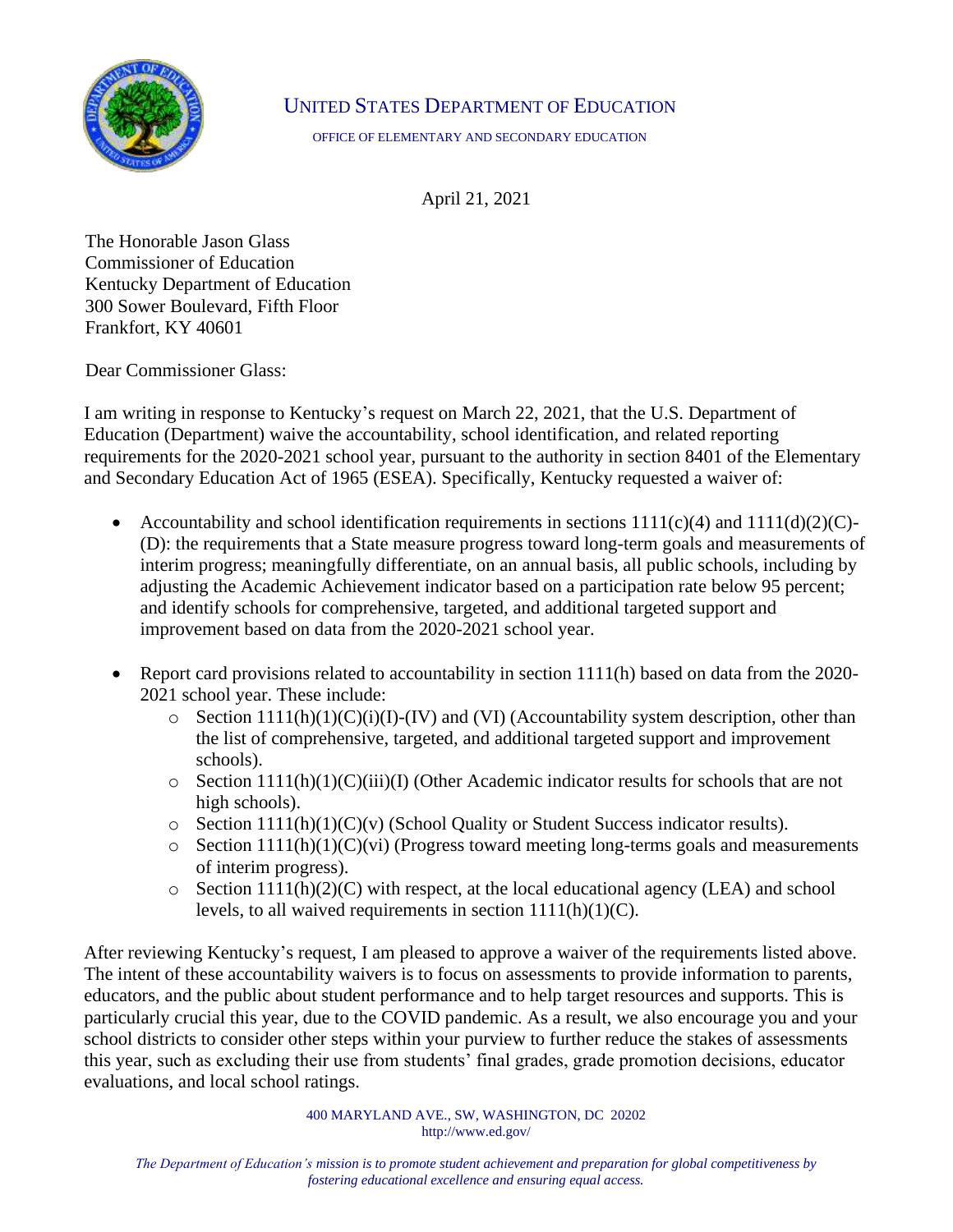UNITED STATES DEPARTMENT OF EDUCATION

OFFICE OF ELEMENTARY AND SECONDARY EDUCATION

April 21, 2021

The Honorable Jason Glass
Commissioner of Education
Kentucky Department of Education
300 Sower Boulevard, Fifth Floor
Frankfort, KY 40601

Dear Commissioner Glass:

I am writing in response to Kentucky's request on March 22, 2021, that the U.S. Department of Education (Department) waive the accountability, school identification, and related reporting requirements for the 2020-2021 school year, pursuant to the authority in section 8401 of the Elementary and Secondary Education Act of 1965 (ESEA). Specifically, Kentucky requested a waiver of:

- Accountability and school identification requirements in sections 1111(c)(4) and 1111(d)(2)(C)-(D): the requirements that a State measure progress toward long-term goals and measurements of interim progress; meaningfully differentiate, on an annual basis, all public schools, including by adjusting the Academic Achievement indicator based on a participation rate below 95 percent; and identify schools for comprehensive, targeted, and additional targeted support and improvement based on data from the 2020-2021 school year.

- Report card provisions related to accountability in section 1111(h) based on data from the 2020-2021 school year. These include:
  - Section 1111(h)(1)(C)(i)(I)-(IV) and (VI) (Accountability system description, other than the list of comprehensive, targeted, and additional targeted support and improvement schools).
  - Section 1111(h)(1)(C)(iii)(I) (Other Academic indicator results for schools that are not high schools).
  - Section 1111(h)(1)(C)(v) (School Quality or Student Success indicator results).
  - Section 1111(h)(1)(C)(vi) (Progress toward meeting long-terms goals and measurements of interim progress).
  - Section 1111(h)(2)(C) with respect, at the local educational agency (LEA) and school levels, to all waived requirements in section 1111(h)(1)(C).

After reviewing Kentucky's request, I am pleased to approve a waiver of the requirements listed above. The intent of these accountability waivers is to focus on assessments to provide information to parents, educators, and the public about student performance and to help target resources and supports. This is particularly crucial this year, due to the COVID pandemic. As a result, we also encourage you and your school districts to consider other steps within your purview to further reduce the stakes of assessments this year, such as excluding their use from students' final grades, grade promotion decisions, educator evaluations, and local school ratings.

400 MARYLAND AVE., SW, WASHINGTON, DC 20202
http://www.ed.gov/

*The Department of Education's mission is to promote student achievement and preparation for global competitiveness by fostering educational excellence and ensuring equal access.*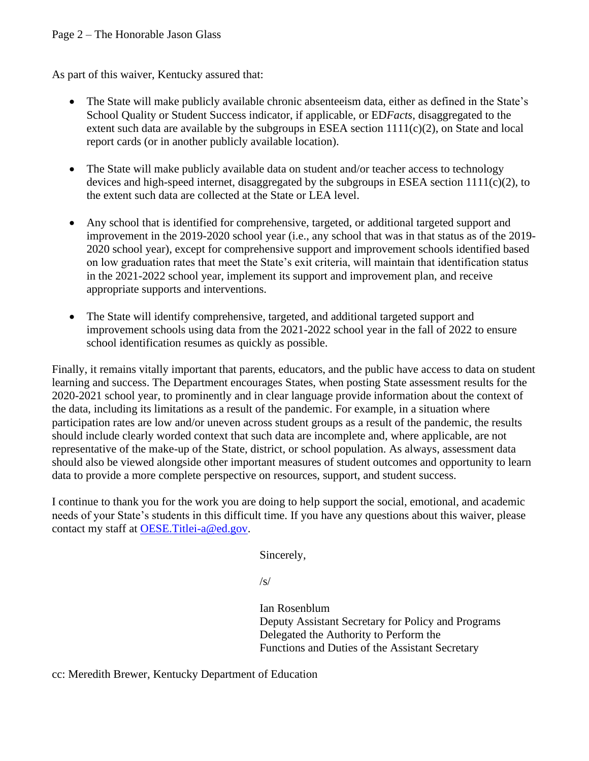As part of this waiver, Kentucky assured that:

- The State will make publicly available chronic absenteeism data, either as defined in the State's School Quality or Student Success indicator, if applicable, or ED*Facts*, disaggregated to the extent such data are available by the subgroups in ESEA section 1111(c)(2), on State and local report cards (or in another publicly available location).

- The State will make publicly available data on student and/or teacher access to technology devices and high-speed internet, disaggregated by the subgroups in ESEA section 1111(c)(2), to the extent such data are collected at the State or LEA level.

- Any school that is identified for comprehensive, targeted, or additional targeted support and improvement in the 2019-2020 school year (i.e., any school that was in that status as of the 2019-2020 school year), except for comprehensive support and improvement schools identified based on low graduation rates that meet the State's exit criteria, will maintain that identification status in the 2021-2022 school year, implement its support and improvement plan, and receive appropriate supports and interventions.

- The State will identify comprehensive, targeted, and additional targeted support and improvement schools using data from the 2021-2022 school year in the fall of 2022 to ensure school identification resumes as quickly as possible.

Finally, it remains vitally important that parents, educators, and the public have access to data on student learning and success. The Department encourages States, when posting State assessment results for the 2020-2021 school year, to prominently and in clear language provide information about the context of the data, including its limitations as a result of the pandemic. For example, in a situation where participation rates are low and/or uneven across student groups as a result of the pandemic, the results should include clearly worded context that such data are incomplete and, where applicable, are not representative of the make-up of the State, district, or school population. As always, assessment data should also be viewed alongside other important measures of student outcomes and opportunity to learn data to provide a more complete perspective on resources, support, and student success.

I continue to thank you for the work you are doing to help support the social, emotional, and academic needs of your State's students in this difficult time. If you have any questions about this waiver, please contact my staff at OESE.Titlei-a@ed.gov.

Sincerely,

/s/

Ian Rosenblum
Deputy Assistant Secretary for Policy and Programs
Delegated the Authority to Perform the
Functions and Duties of the Assistant Secretary

cc: Meredith Brewer, Kentucky Department of Education